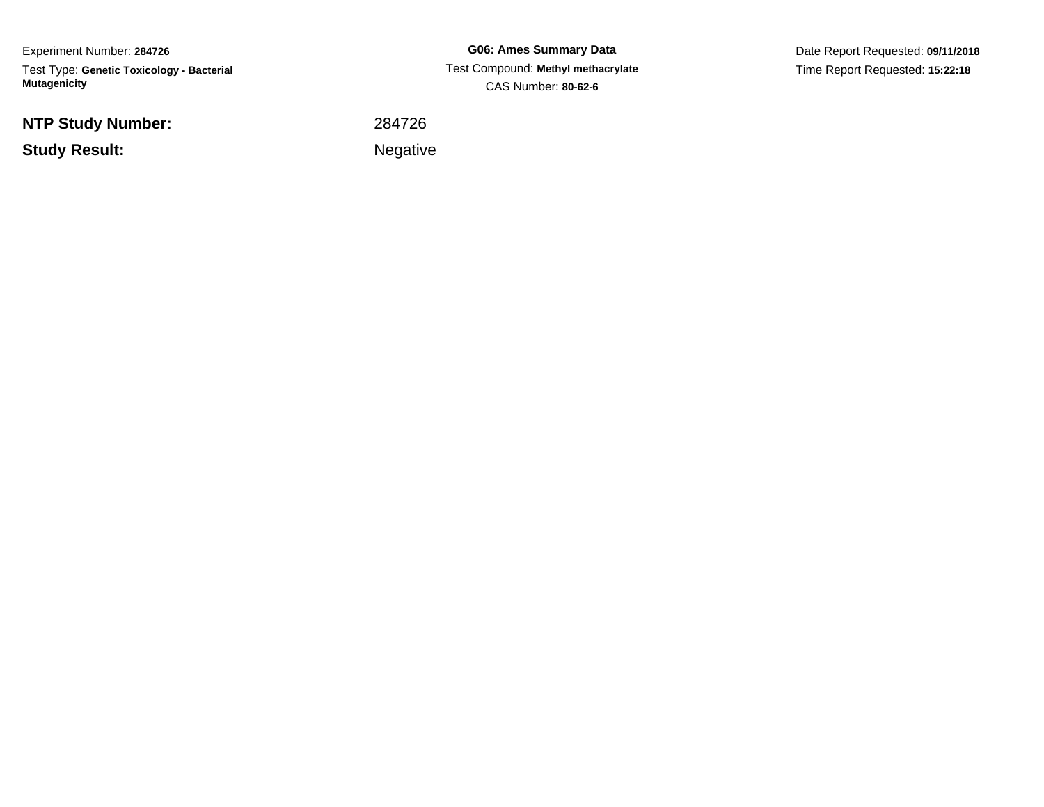Experiment Number: **284726**

Test Type: **Genetic Toxicology - Bacterial Mutagenicity**

**G06: Ames Summary Data**

Test Compound: **Methyl methacrylate**

CAS Number: **80-62-6**

Date Report Requested: **09/11/2018**

Time Report Requested: **15:22:18**

| | |
|---|---|
| **NTP Study Number:** | 284726 |
| **Study Result:** | Negative |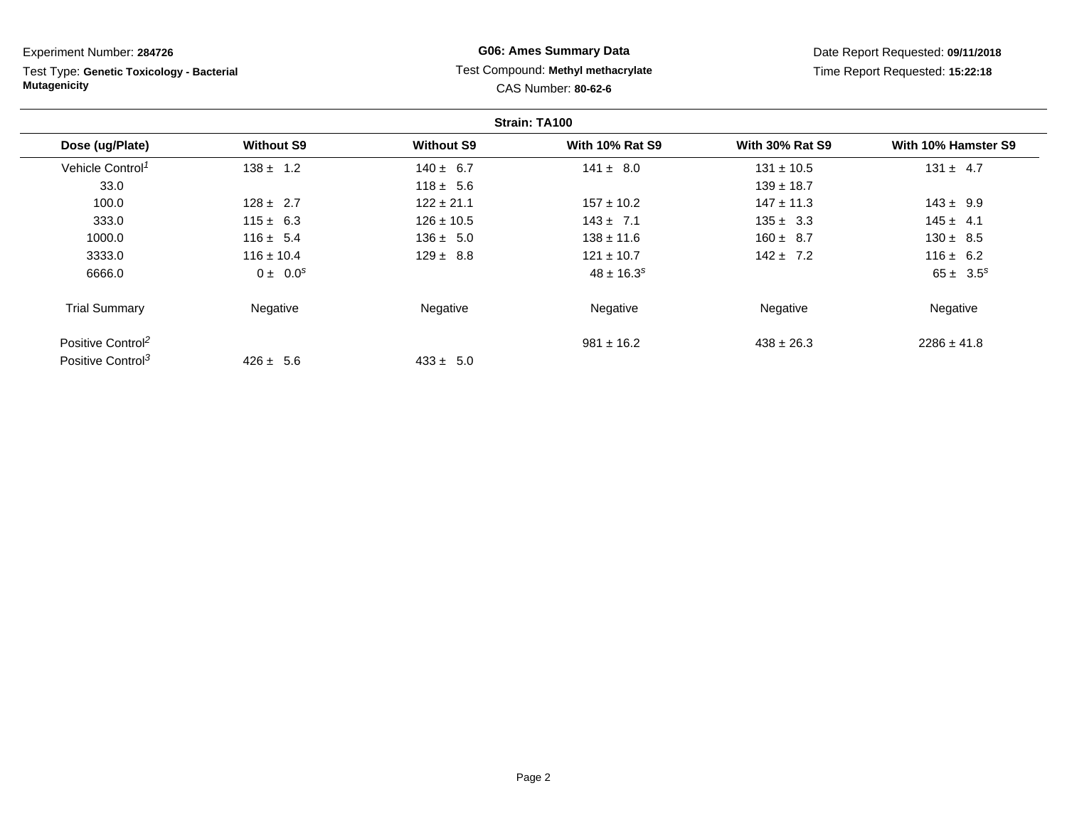Experiment Number: **284726**

Test Type: **Genetic Toxicology - Bacterial Mutagenicity**

**G06: Ames Summary Data**

Test Compound: **Methyl methacrylate**

CAS Number: **80-62-6**

Date Report Requested: **09/11/2018**

Time Report Requested: **15:22:18**

**Strain: TA100**

| Dose (ug/Plate) | Without S9 | Without S9 | With 10% Rat S9 | With 30% Rat S9 | With 10% Hamster S9 |
|---|---|---|---|---|---|
| Vehicle Control[1] | 138 ± 1.2 | 140 ± 6.7 | 141 ± 8.0 | 131 ± 10.5 | 131 ± 4.7 |
| 33.0 | | 118 ± 5.6 | | 139 ± 18.7 | |
| 100.0 | 128 ± 2.7 | 122 ± 21.1 | 157 ± 10.2 | 147 ± 11.3 | 143 ± 9.9 |
| 333.0 | 115 ± 6.3 | 126 ± 10.5 | 143 ± 7.1 | 135 ± 3.3 | 145 ± 4.1 |
| 1000.0 | 116 ± 5.4 | 136 ± 5.0 | 138 ± 11.6 | 160 ± 8.7 | 130 ± 8.5 |
| 3333.0 | 116 ± 10.4 | 129 ± 8.8 | 121 ± 10.7 | 142 ± 7.2 | 116 ± 6.2 |
| 6666.0 | 0 ± 0.0[s] | | 48 ± 16.3[s] | | 65 ± 3.5[s] |
| Trial Summary | Negative | Negative | Negative | Negative | Negative |
| Positive Control[2] | | | 981 ± 16.2 | 438 ± 26.3 | 2286 ± 41.8 |
| Positive Control[3] | 426 ± 5.6 | 433 ± 5.0 | | | |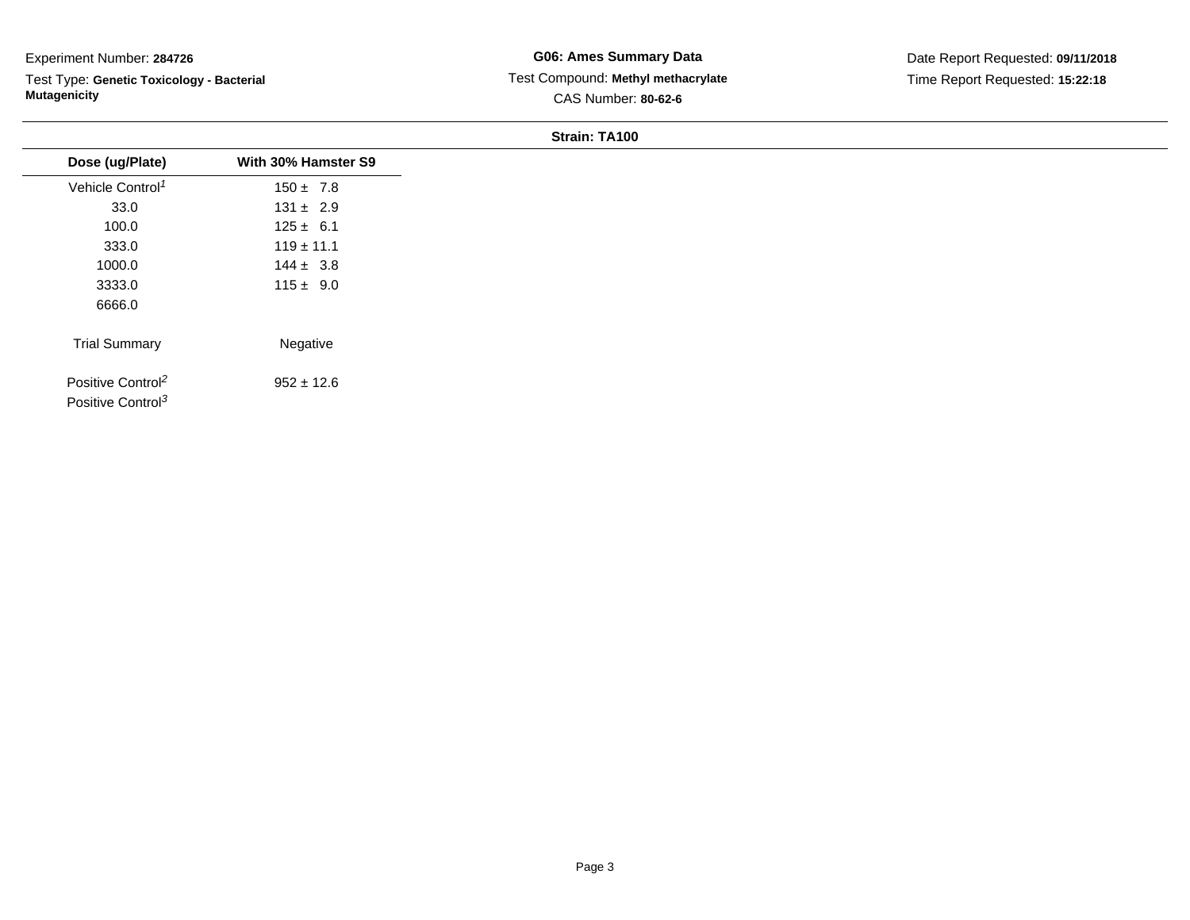Experiment Number: **284726**

Test Type: **Genetic Toxicology - Bacterial Mutagenicity**

**G06: Ames Summary Data**

Test Compound: **Methyl methacrylate**

CAS Number: **80-62-6**

Date Report Requested: **09/11/2018**

Time Report Requested: **15:22:18**

**Strain: TA100**

| Dose (ug/Plate) | With 30% Hamster S9 |
|---|---|
| Vehicle Control[1] | 150 ± 7.8 |
| 33.0 | 131 ± 2.9 |
| 100.0 | 125 ± 6.1 |
| 333.0 | 119 ± 11.1 |
| 1000.0 | 144 ± 3.8 |
| 3333.0 | 115 ± 9.0 |
| 6666.0 | |
| Trial Summary | Negative |
| Positive Control[2] | 952 ± 12.6 |
| Positive Control[3] | |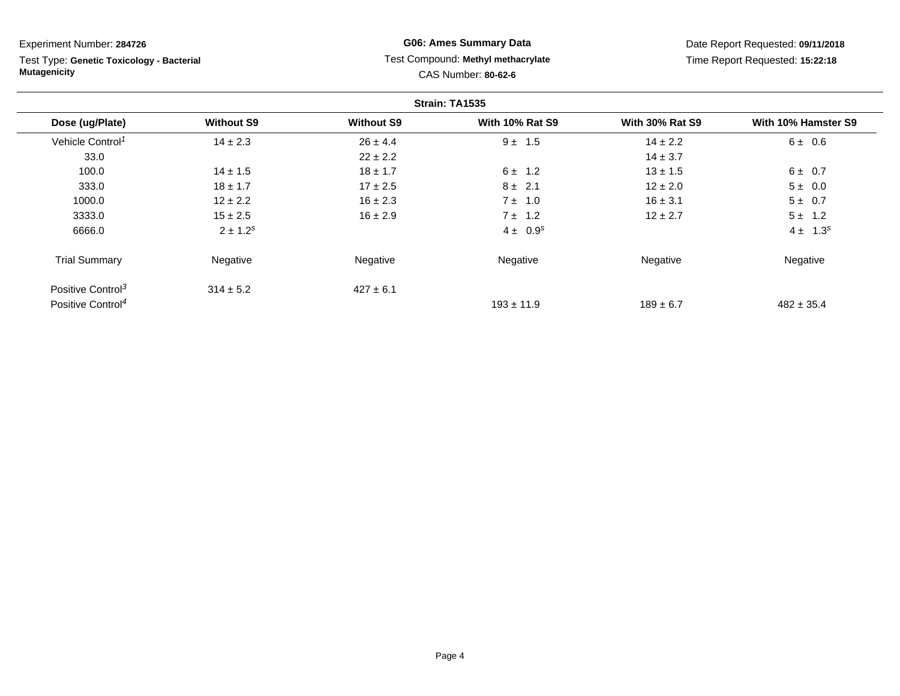Experiment Number: **284726**

Test Type: **Genetic Toxicology - Bacterial Mutagenicity**

**G06: Ames Summary Data**

Test Compound: **Methyl methacrylate**

CAS Number: **80-62-6**

Date Report Requested: **09/11/2018**

Time Report Requested: **15:22:18**

**Strain: TA1535**

| Dose (ug/Plate) | Without S9 | Without S9 | With 10% Rat S9 | With 30% Rat S9 | With 10% Hamster S9 |
|---|---|---|---|---|---|
| Vehicle Control[1] | 14 ± 2.3 | 26 ± 4.4 | 9 ± 1.5 | 14 ± 2.2 | 6 ± 0.6 |
| 33.0 | | 22 ± 2.2 | | 14 ± 3.7 | |
| 100.0 | 14 ± 1.5 | 18 ± 1.7 | 6 ± 1.2 | 13 ± 1.5 | 6 ± 0.7 |
| 333.0 | 18 ± 1.7 | 17 ± 2.5 | 8 ± 2.1 | 12 ± 2.0 | 5 ± 0.0 |
| 1000.0 | 12 ± 2.2 | 16 ± 2.3 | 7 ± 1.0 | 16 ± 3.1 | 5 ± 0.7 |
| 3333.0 | 15 ± 2.5 | 16 ± 2.9 | 7 ± 1.2 | 12 ± 2.7 | 5 ± 1.2 |
| 6666.0 | 2 ± 1.2[s] | | 4 ± 0.9[s] | | 4 ± 1.3[s] |
| Trial Summary | Negative | Negative | Negative | Negative | Negative |
| Positive Control[3] | 314 ± 5.2 | 427 ± 6.1 | | | |
| Positive Control[4] | | | 193 ± 11.9 | 189 ± 6.7 | 482 ± 35.4 |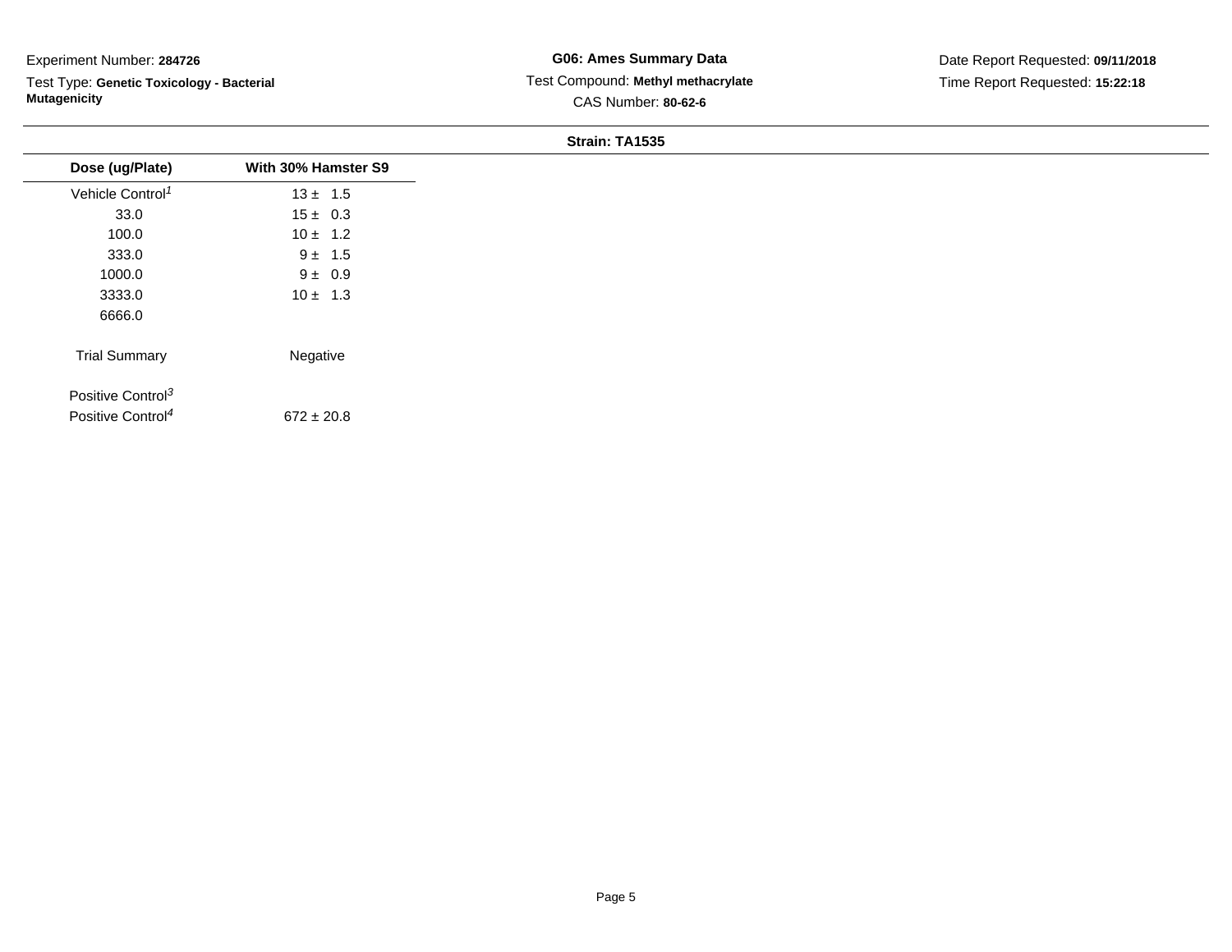Experiment Number: **284726**

Test Type: **Genetic Toxicology - Bacterial Mutagenicity**

**G06: Ames Summary Data**

Test Compound: **Methyl methacrylate**

CAS Number: **80-62-6**

Date Report Requested: **09/11/2018**

Time Report Requested: **15:22:18**

**Strain: TA1535**

| Dose (ug/Plate) | With 30% Hamster S9 |
|---|---|
| Vehicle Control[1] | 13 ± 1.5 |
| 33.0 | 15 ± 0.3 |
| 100.0 | 10 ± 1.2 |
| 333.0 | 9 ± 1.5 |
| 1000.0 | 9 ± 0.9 |
| 3333.0 | 10 ± 1.3 |
| 6666.0 | |
| Trial Summary | Negative |
| Positive Control[3] | |
| Positive Control[4] | 672 ± 20.8 |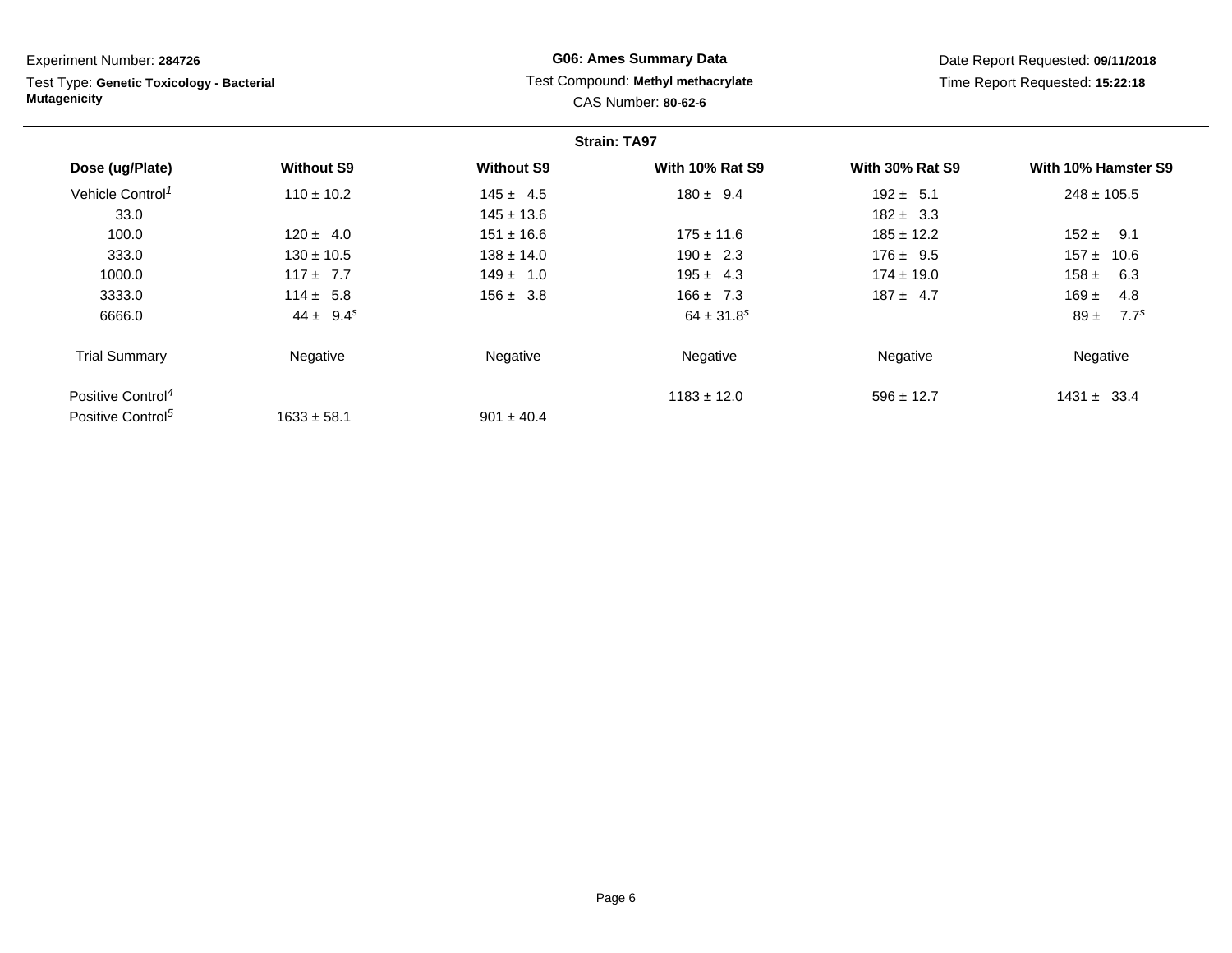Experiment Number: **284726**

Test Type: **Genetic Toxicology - Bacterial Mutagenicity**

**G06: Ames Summary Data**

Test Compound: **Methyl methacrylate**

CAS Number: **80-62-6**

Date Report Requested: **09/11/2018**

Time Report Requested: **15:22:18**

**Strain: TA97**

| Dose (ug/Plate) | Without S9 | Without S9 | With 10% Rat S9 | With 30% Rat S9 | With 10% Hamster S9 |
|---|---|---|---|---|---|
| Vehicle Control[1] | 110 ± 10.2 | 145 ± 4.5 | 180 ± 9.4 | 192 ± 5.1 | 248 ± 105.5 |
| 33.0 | | 145 ± 13.6 | | 182 ± 3.3 | |
| 100.0 | 120 ± 4.0 | 151 ± 16.6 | 175 ± 11.6 | 185 ± 12.2 | 152 ± 9.1 |
| 333.0 | 130 ± 10.5 | 138 ± 14.0 | 190 ± 2.3 | 176 ± 9.5 | 157 ± 10.6 |
| 1000.0 | 117 ± 7.7 | 149 ± 1.0 | 195 ± 4.3 | 174 ± 19.0 | 158 ± 6.3 |
| 3333.0 | 114 ± 5.8 | 156 ± 3.8 | 166 ± 7.3 | 187 ± 4.7 | 169 ± 4.8 |
| 6666.0 | 44 ± 9.4[s] | | 64 ± 31.8[s] | | 89 ± 7.7[s] |
| Trial Summary | Negative | Negative | Negative | Negative | Negative |
| Positive Control[4] | | | 1183 ± 12.0 | 596 ± 12.7 | 1431 ± 33.4 |
| Positive Control[5] | 1633 ± 58.1 | 901 ± 40.4 | | | |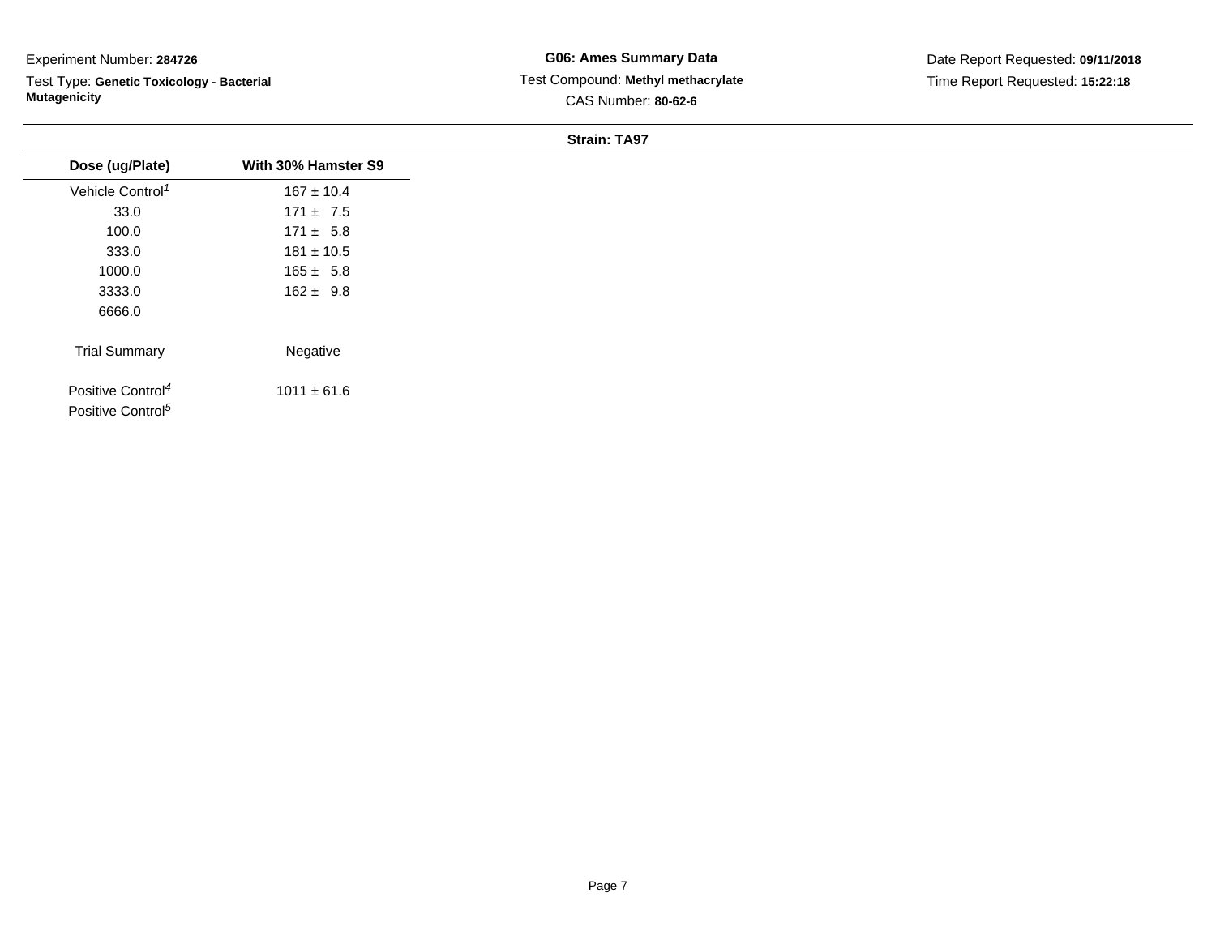Experiment Number: **284726**

Test Type: **Genetic Toxicology - Bacterial Mutagenicity**

**G06: Ames Summary Data**

Test Compound: **Methyl methacrylate**

CAS Number: **80-62-6**

Date Report Requested: **09/11/2018**

Time Report Requested: **15:22:18**

**Strain: TA97**

| Dose (ug/Plate) | With 30% Hamster S9 |
|---|---|
| Vehicle Control[1] | 167 ± 10.4 |
| 33.0 | 171 ± 7.5 |
| 100.0 | 171 ± 5.8 |
| 333.0 | 181 ± 10.5 |
| 1000.0 | 165 ± 5.8 |
| 3333.0 | 162 ± 9.8 |
| 6666.0 | |
| Trial Summary | Negative |
| Positive Control[4] | 1011 ± 61.6 |
| Positive Control[5] | |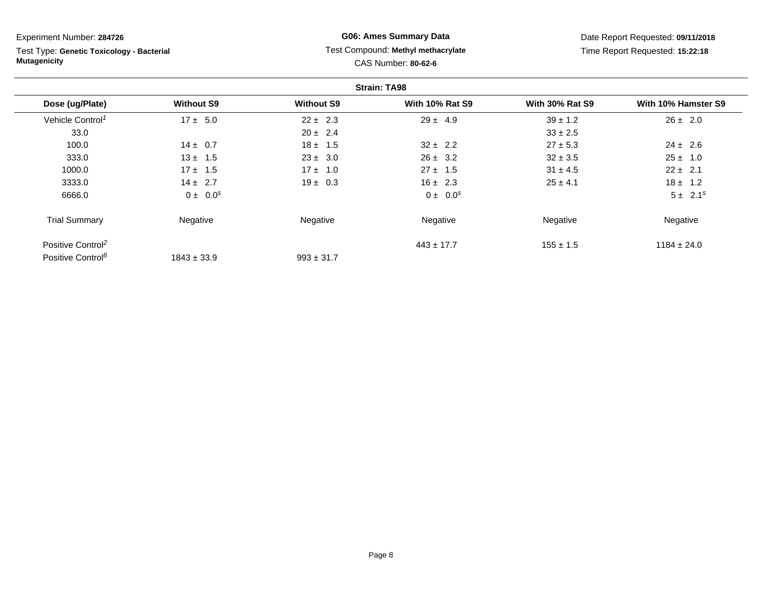Experiment Number: **284726**

Test Type: **Genetic Toxicology - Bacterial Mutagenicity**

**G06: Ames Summary Data**

Test Compound: **Methyl methacrylate**

CAS Number: **80-62-6**

Date Report Requested: **09/11/2018**

Time Report Requested: **15:22:18**

**Strain: TA98**

| Dose (ug/Plate) | Without S9 | Without S9 | With 10% Rat S9 | With 30% Rat S9 | With 10% Hamster S9 |
|---|---|---|---|---|---|
| Vehicle Control[1] | 17 ± 5.0 | 22 ± 2.3 | 29 ± 4.9 | 39 ± 1.2 | 26 ± 2.0 |
| 33.0 | | 20 ± 2.4 | | 33 ± 2.5 | |
| 100.0 | 14 ± 0.7 | 18 ± 1.5 | 32 ± 2.2 | 27 ± 5.3 | 24 ± 2.6 |
| 333.0 | 13 ± 1.5 | 23 ± 3.0 | 26 ± 3.2 | 32 ± 3.5 | 25 ± 1.0 |
| 1000.0 | 17 ± 1.5 | 17 ± 1.0 | 27 ± 1.5 | 31 ± 4.5 | 22 ± 2.1 |
| 3333.0 | 14 ± 2.7 | 19 ± 0.3 | 16 ± 2.3 | 25 ± 4.1 | 18 ± 1.2 |
| 6666.0 | 0 ± 0.0[s] | | 0 ± 0.0[s] | | 5 ± 2.1[s] |
| Trial Summary | Negative | Negative | Negative | Negative | Negative |
| Positive Control[2] | | | 443 ± 17.7 | 155 ± 1.5 | 1184 ± 24.0 |
| Positive Control[6] | 1843 ± 33.9 | 993 ± 31.7 | | | |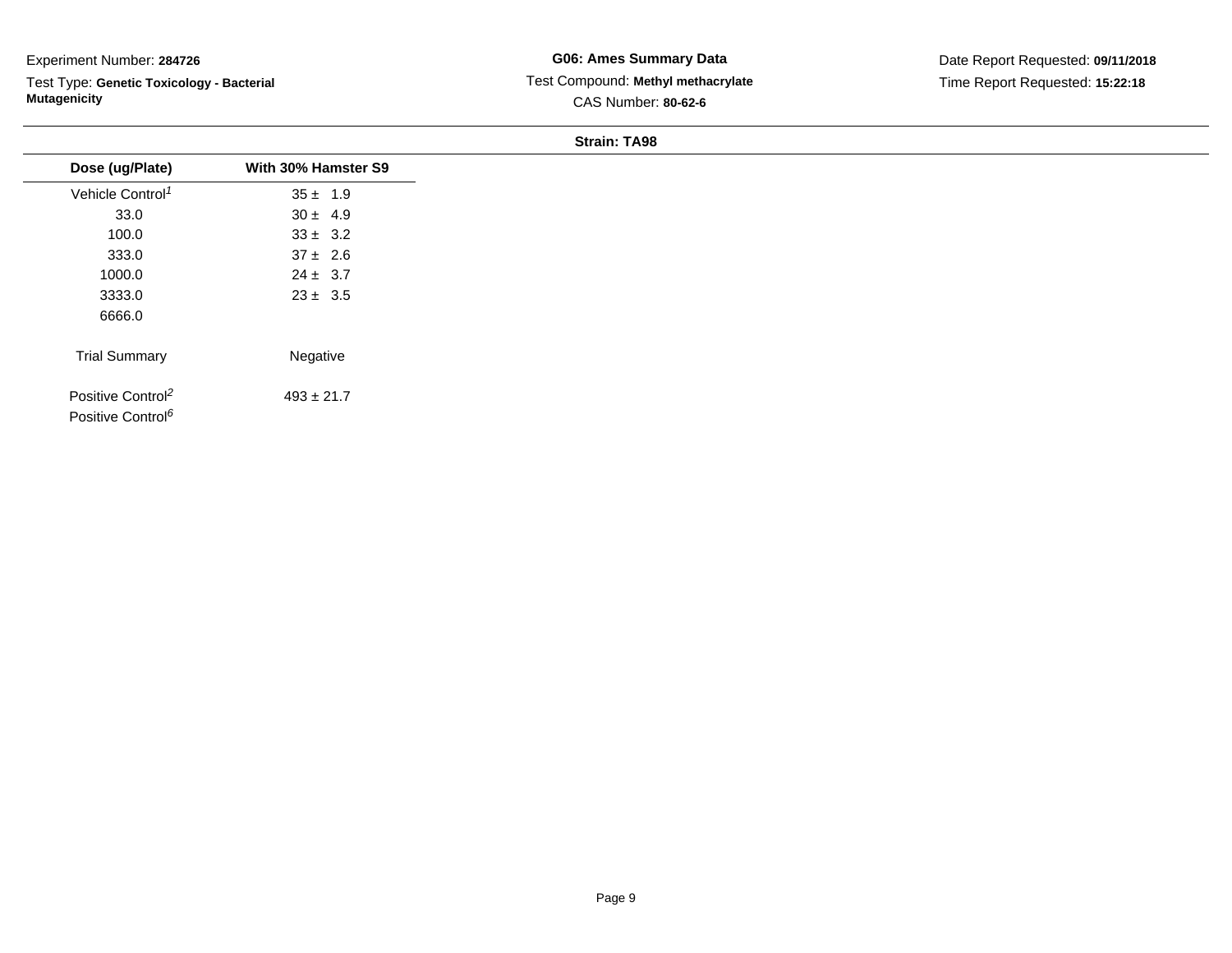Experiment Number: **284726**

Test Type: **Genetic Toxicology - Bacterial Mutagenicity**

**G06: Ames Summary Data**

Test Compound: **Methyl methacrylate**

CAS Number: **80-62-6**

Date Report Requested: **09/11/2018**

Time Report Requested: **15:22:18**

**Strain: TA98**

| Dose (ug/Plate) | With 30% Hamster S9 |
|---|---|
| Vehicle Control[1] | 35 ± 1.9 |
| 33.0 | 30 ± 4.9 |
| 100.0 | 33 ± 3.2 |
| 333.0 | 37 ± 2.6 |
| 1000.0 | 24 ± 3.7 |
| 3333.0 | 23 ± 3.5 |
| 6666.0 | |
| Trial Summary | Negative |
| Positive Control[2] | 493 ± 21.7 |
| Positive Control[6] | |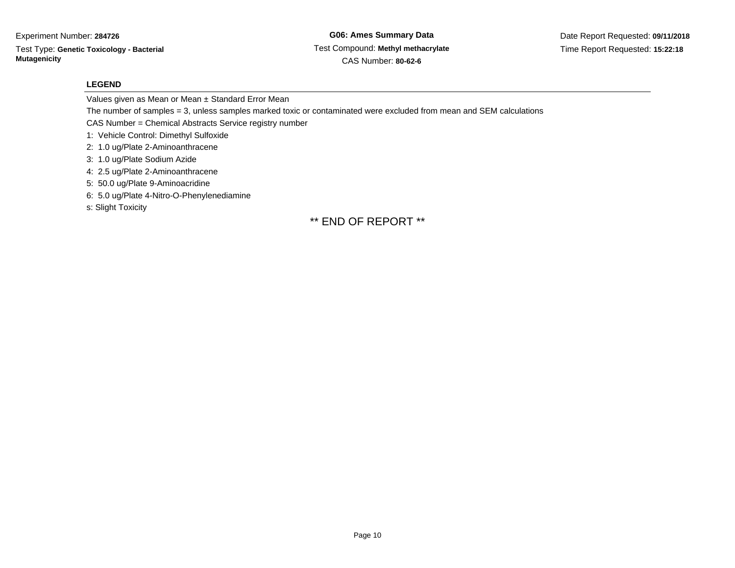**LEGEND**

Values given as Mean or Mean ± Standard Error Mean

The number of samples = 3, unless samples marked toxic or contaminated were excluded from mean and SEM calculations

CAS Number = Chemical Abstracts Service registry number

1: Vehicle Control: Dimethyl Sulfoxide

2: 1.0 ug/Plate 2-Aminoanthracene

3: 1.0 ug/Plate Sodium Azide

4: 2.5 ug/Plate 2-Aminoanthracene

5: 50.0 ug/Plate 9-Aminoacridine

6: 5.0 ug/Plate 4-Nitro-O-Phenylenediamine

s: Slight Toxicity

** END OF REPORT **